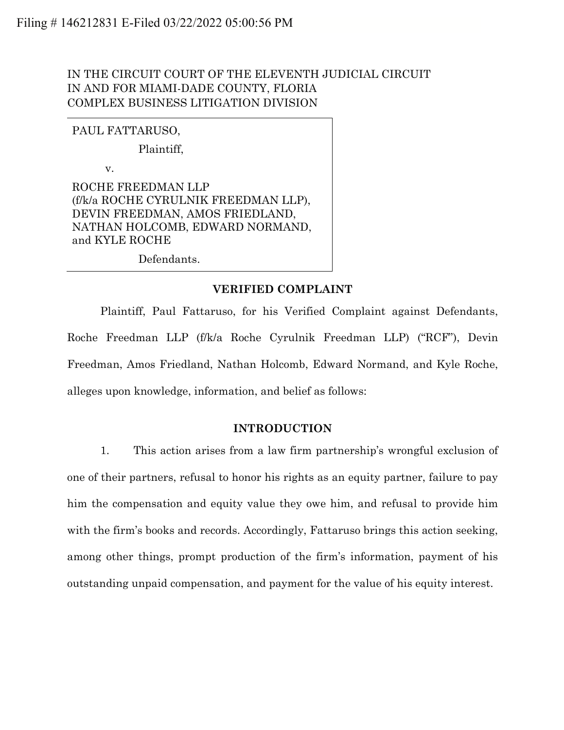Filing # 146212831 E-Filed 03/22/2022 05:00:56 PM

IN THE CIRCUIT COURT OF THE ELEVENTH JUDICIAL CIRCUIT
IN AND FOR MIAMI-DADE COUNTY, FLORIA
COMPLEX BUSINESS LITIGATION DIVISION

PAUL FATTARUSO,

Plaintiff,

v.

ROCHE FREEDMAN LLP
(f/k/a ROCHE CYRULNIK FREEDMAN LLP),
DEVIN FREEDMAN, AMOS FRIEDLAND,
NATHAN HOLCOMB, EDWARD NORMAND,
and KYLE ROCHE

Defendants.

**VERIFIED COMPLAINT**

Plaintiff, Paul Fattaruso, for his Verified Complaint against Defendants, Roche Freedman LLP (f/k/a Roche Cyrulnik Freedman LLP) ("RCF"), Devin Freedman, Amos Friedland, Nathan Holcomb, Edward Normand, and Kyle Roche, alleges upon knowledge, information, and belief as follows:

**INTRODUCTION**

1. This action arises from a law firm partnership's wrongful exclusion of one of their partners, refusal to honor his rights as an equity partner, failure to pay him the compensation and equity value they owe him, and refusal to provide him with the firm's books and records. Accordingly, Fattaruso brings this action seeking, among other things, prompt production of the firm's information, payment of his outstanding unpaid compensation, and payment for the value of his equity interest.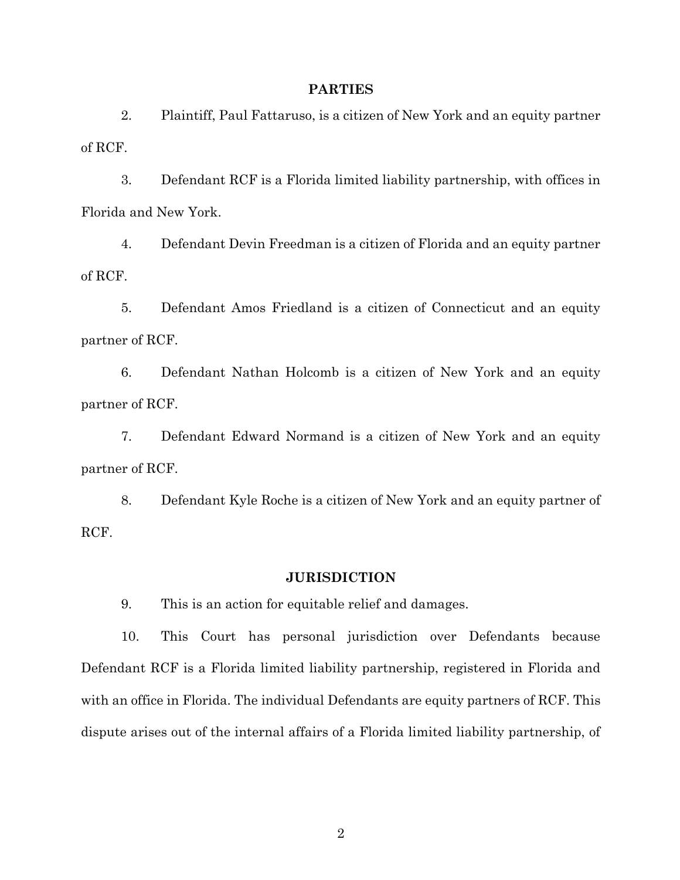## PARTIES

2. Plaintiff, Paul Fattaruso, is a citizen of New York and an equity partner of RCF.

3. Defendant RCF is a Florida limited liability partnership, with offices in Florida and New York.

4. Defendant Devin Freedman is a citizen of Florida and an equity partner of RCF.

5. Defendant Amos Friedland is a citizen of Connecticut and an equity partner of RCF.

6. Defendant Nathan Holcomb is a citizen of New York and an equity partner of RCF.

7. Defendant Edward Normand is a citizen of New York and an equity partner of RCF.

8. Defendant Kyle Roche is a citizen of New York and an equity partner of RCF.

## JURISDICTION

9. This is an action for equitable relief and damages.

10. This Court has personal jurisdiction over Defendants because Defendant RCF is a Florida limited liability partnership, registered in Florida and with an office in Florida. The individual Defendants are equity partners of RCF. This dispute arises out of the internal affairs of a Florida limited liability partnership, of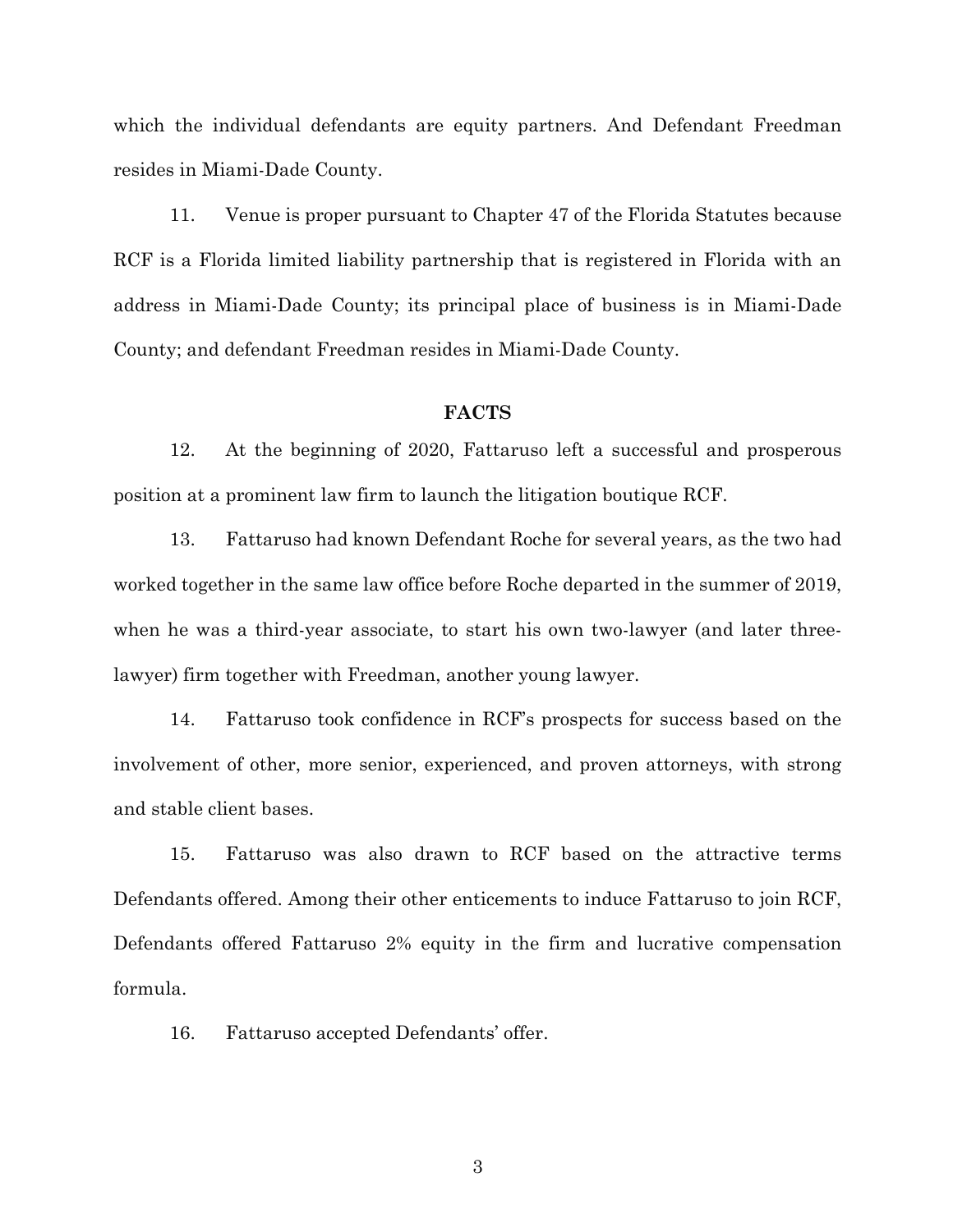which the individual defendants are equity partners. And Defendant Freedman resides in Miami-Dade County.

11. Venue is proper pursuant to Chapter 47 of the Florida Statutes because RCF is a Florida limited liability partnership that is registered in Florida with an address in Miami-Dade County; its principal place of business is in Miami-Dade County; and defendant Freedman resides in Miami-Dade County.

## FACTS

12. At the beginning of 2020, Fattaruso left a successful and prosperous position at a prominent law firm to launch the litigation boutique RCF.

13. Fattaruso had known Defendant Roche for several years, as the two had worked together in the same law office before Roche departed in the summer of 2019, when he was a third-year associate, to start his own two-lawyer (and later three-lawyer) firm together with Freedman, another young lawyer.

14. Fattaruso took confidence in RCF's prospects for success based on the involvement of other, more senior, experienced, and proven attorneys, with strong and stable client bases.

15. Fattaruso was also drawn to RCF based on the attractive terms Defendants offered. Among their other enticements to induce Fattaruso to join RCF, Defendants offered Fattaruso 2% equity in the firm and lucrative compensation formula.

16. Fattaruso accepted Defendants' offer.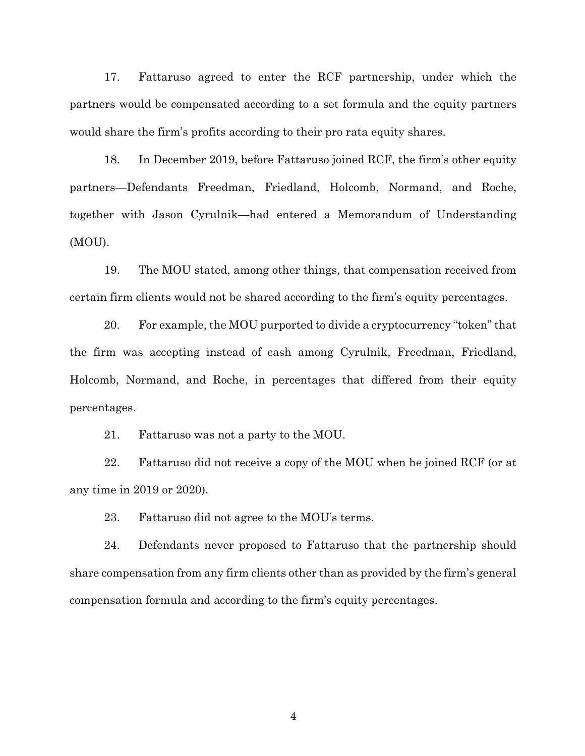17. Fattaruso agreed to enter the RCF partnership, under which the partners would be compensated according to a set formula and the equity partners would share the firm's profits according to their pro rata equity shares.

18. In December 2019, before Fattaruso joined RCF, the firm's other equity partners—Defendants Freedman, Friedland, Holcomb, Normand, and Roche, together with Jason Cyrulnik—had entered a Memorandum of Understanding (MOU).

19. The MOU stated, among other things, that compensation received from certain firm clients would not be shared according to the firm's equity percentages.

20. For example, the MOU purported to divide a cryptocurrency "token" that the firm was accepting instead of cash among Cyrulnik, Freedman, Friedland, Holcomb, Normand, and Roche, in percentages that differed from their equity percentages.

21. Fattaruso was not a party to the MOU.

22. Fattaruso did not receive a copy of the MOU when he joined RCF (or at any time in 2019 or 2020).

23. Fattaruso did not agree to the MOU's terms.

24. Defendants never proposed to Fattaruso that the partnership should share compensation from any firm clients other than as provided by the firm's general compensation formula and according to the firm's equity percentages.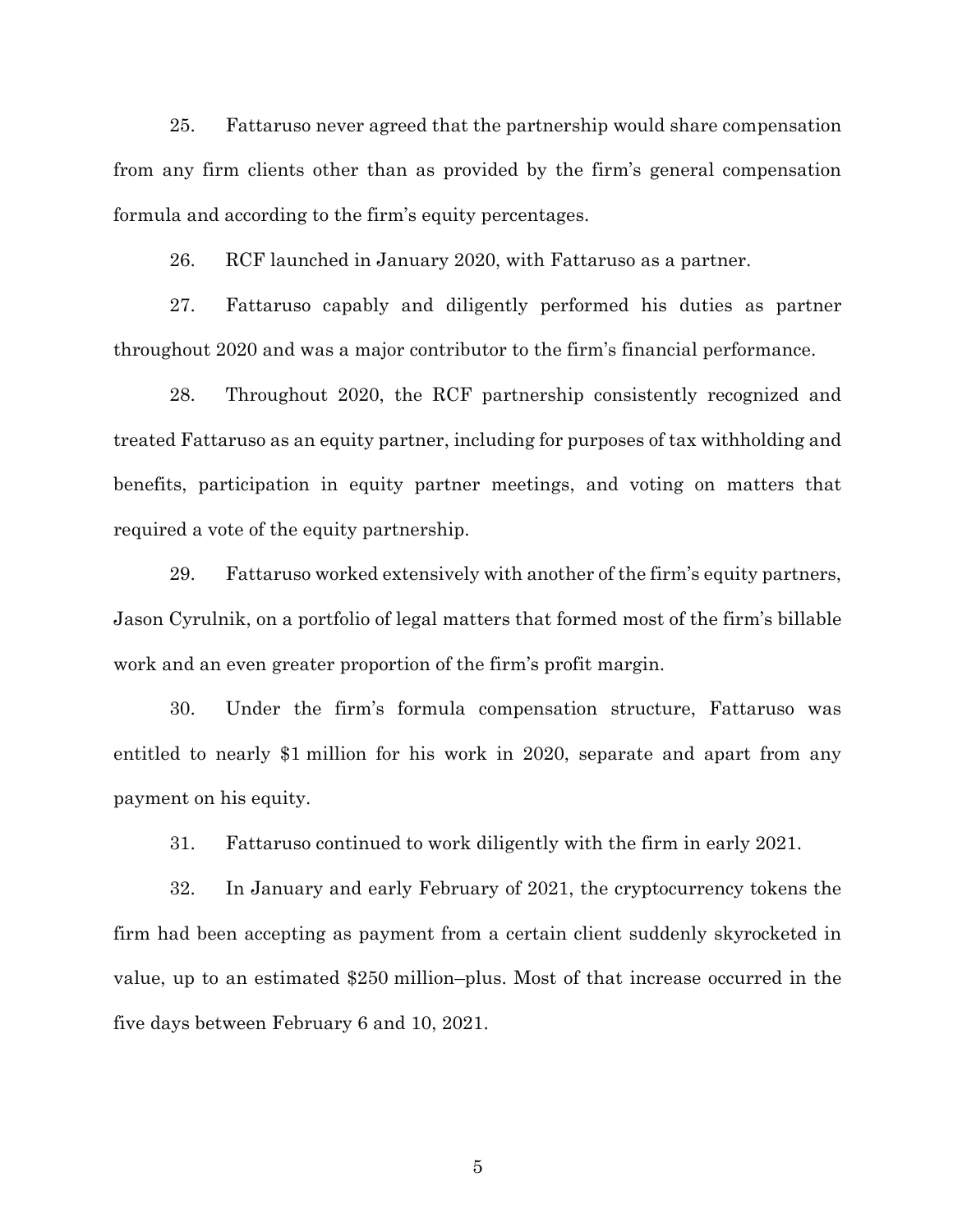25. Fattaruso never agreed that the partnership would share compensation from any firm clients other than as provided by the firm's general compensation formula and according to the firm's equity percentages.

26. RCF launched in January 2020, with Fattaruso as a partner.

27. Fattaruso capably and diligently performed his duties as partner throughout 2020 and was a major contributor to the firm's financial performance.

28. Throughout 2020, the RCF partnership consistently recognized and treated Fattaruso as an equity partner, including for purposes of tax withholding and benefits, participation in equity partner meetings, and voting on matters that required a vote of the equity partnership.

29. Fattaruso worked extensively with another of the firm's equity partners, Jason Cyrulnik, on a portfolio of legal matters that formed most of the firm's billable work and an even greater proportion of the firm's profit margin.

30. Under the firm's formula compensation structure, Fattaruso was entitled to nearly $1 million for his work in 2020, separate and apart from any payment on his equity.

31. Fattaruso continued to work diligently with the firm in early 2021.

32. In January and early February of 2021, the cryptocurrency tokens the firm had been accepting as payment from a certain client suddenly skyrocketed in value, up to an estimated $250 million–plus. Most of that increase occurred in the five days between February 6 and 10, 2021.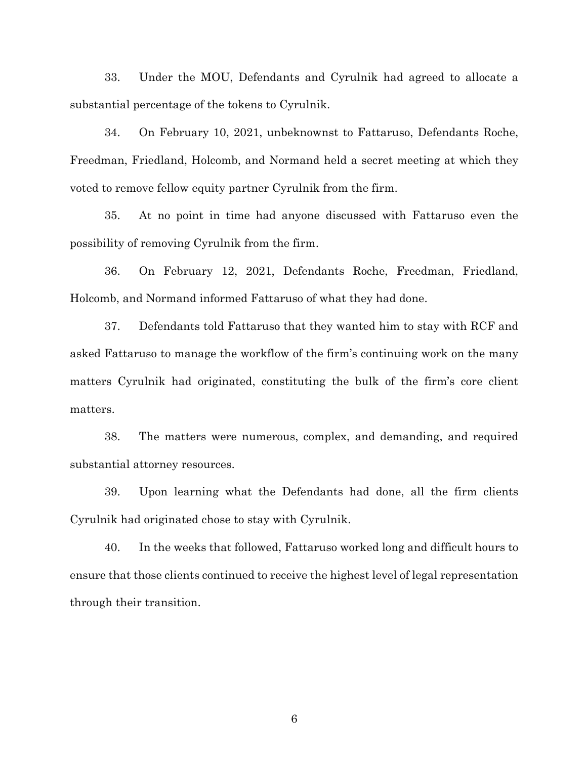33. Under the MOU, Defendants and Cyrulnik had agreed to allocate a substantial percentage of the tokens to Cyrulnik.

34. On February 10, 2021, unbeknownst to Fattaruso, Defendants Roche, Freedman, Friedland, Holcomb, and Normand held a secret meeting at which they voted to remove fellow equity partner Cyrulnik from the firm.

35. At no point in time had anyone discussed with Fattaruso even the possibility of removing Cyrulnik from the firm.

36. On February 12, 2021, Defendants Roche, Freedman, Friedland, Holcomb, and Normand informed Fattaruso of what they had done.

37. Defendants told Fattaruso that they wanted him to stay with RCF and asked Fattaruso to manage the workflow of the firm's continuing work on the many matters Cyrulnik had originated, constituting the bulk of the firm's core client matters.

38. The matters were numerous, complex, and demanding, and required substantial attorney resources.

39. Upon learning what the Defendants had done, all the firm clients Cyrulnik had originated chose to stay with Cyrulnik.

40. In the weeks that followed, Fattaruso worked long and difficult hours to ensure that those clients continued to receive the highest level of legal representation through their transition.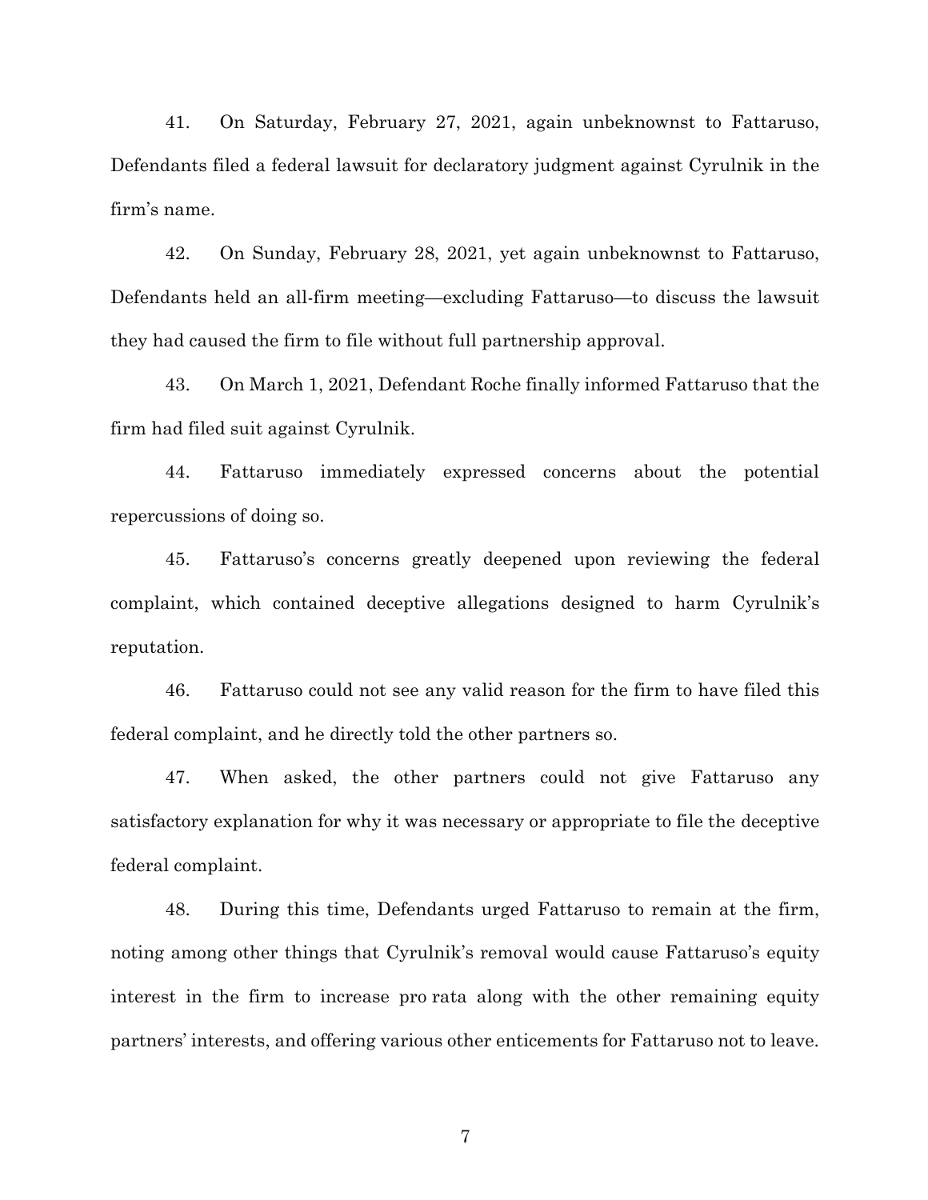41. On Saturday, February 27, 2021, again unbeknownst to Fattaruso, Defendants filed a federal lawsuit for declaratory judgment against Cyrulnik in the firm's name.

42. On Sunday, February 28, 2021, yet again unbeknownst to Fattaruso, Defendants held an all-firm meeting—excluding Fattaruso—to discuss the lawsuit they had caused the firm to file without full partnership approval.

43. On March 1, 2021, Defendant Roche finally informed Fattaruso that the firm had filed suit against Cyrulnik.

44. Fattaruso immediately expressed concerns about the potential repercussions of doing so.

45. Fattaruso's concerns greatly deepened upon reviewing the federal complaint, which contained deceptive allegations designed to harm Cyrulnik's reputation.

46. Fattaruso could not see any valid reason for the firm to have filed this federal complaint, and he directly told the other partners so.

47. When asked, the other partners could not give Fattaruso any satisfactory explanation for why it was necessary or appropriate to file the deceptive federal complaint.

48. During this time, Defendants urged Fattaruso to remain at the firm, noting among other things that Cyrulnik's removal would cause Fattaruso's equity interest in the firm to increase pro rata along with the other remaining equity partners' interests, and offering various other enticements for Fattaruso not to leave.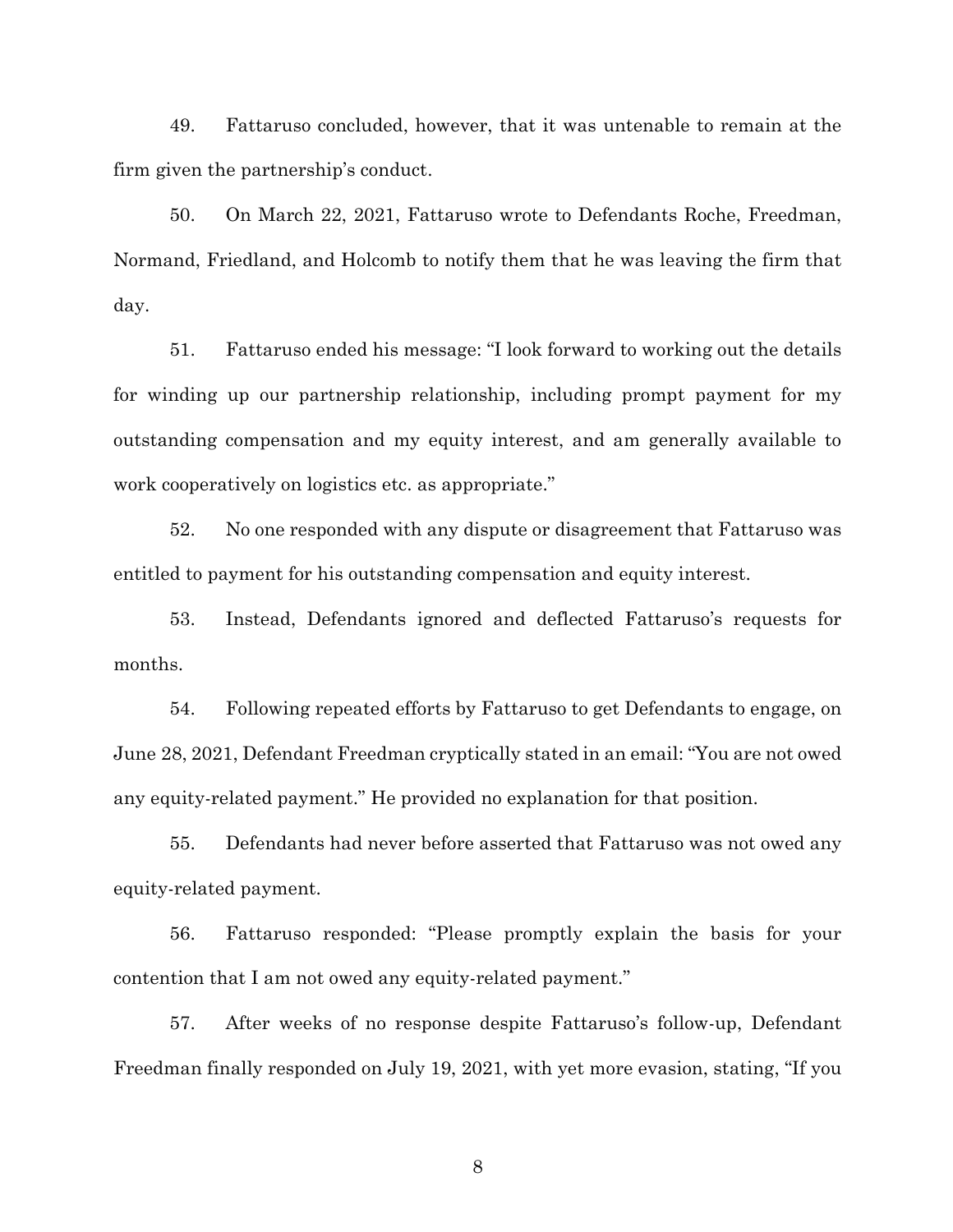49. Fattaruso concluded, however, that it was untenable to remain at the firm given the partnership's conduct.

50. On March 22, 2021, Fattaruso wrote to Defendants Roche, Freedman, Normand, Friedland, and Holcomb to notify them that he was leaving the firm that day.

51. Fattaruso ended his message: "I look forward to working out the details for winding up our partnership relationship, including prompt payment for my outstanding compensation and my equity interest, and am generally available to work cooperatively on logistics etc. as appropriate."

52. No one responded with any dispute or disagreement that Fattaruso was entitled to payment for his outstanding compensation and equity interest.

53. Instead, Defendants ignored and deflected Fattaruso's requests for months.

54. Following repeated efforts by Fattaruso to get Defendants to engage, on June 28, 2021, Defendant Freedman cryptically stated in an email: "You are not owed any equity-related payment." He provided no explanation for that position.

55. Defendants had never before asserted that Fattaruso was not owed any equity-related payment.

56. Fattaruso responded: "Please promptly explain the basis for your contention that I am not owed any equity-related payment."

57. After weeks of no response despite Fattaruso's follow-up, Defendant Freedman finally responded on July 19, 2021, with yet more evasion, stating, "If you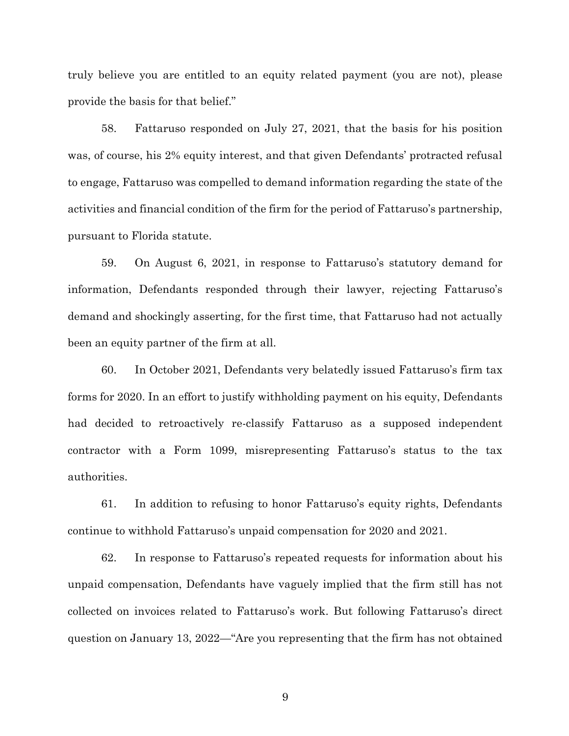truly believe you are entitled to an equity related payment (you are not), please provide the basis for that belief."

58. Fattaruso responded on July 27, 2021, that the basis for his position was, of course, his 2% equity interest, and that given Defendants' protracted refusal to engage, Fattaruso was compelled to demand information regarding the state of the activities and financial condition of the firm for the period of Fattaruso's partnership, pursuant to Florida statute.

59. On August 6, 2021, in response to Fattaruso's statutory demand for information, Defendants responded through their lawyer, rejecting Fattaruso's demand and shockingly asserting, for the first time, that Fattaruso had not actually been an equity partner of the firm at all.

60. In October 2021, Defendants very belatedly issued Fattaruso's firm tax forms for 2020. In an effort to justify withholding payment on his equity, Defendants had decided to retroactively re-classify Fattaruso as a supposed independent contractor with a Form 1099, misrepresenting Fattaruso's status to the tax authorities.

61. In addition to refusing to honor Fattaruso's equity rights, Defendants continue to withhold Fattaruso's unpaid compensation for 2020 and 2021.

62. In response to Fattaruso's repeated requests for information about his unpaid compensation, Defendants have vaguely implied that the firm still has not collected on invoices related to Fattaruso's work. But following Fattaruso's direct question on January 13, 2022—"Are you representing that the firm has not obtained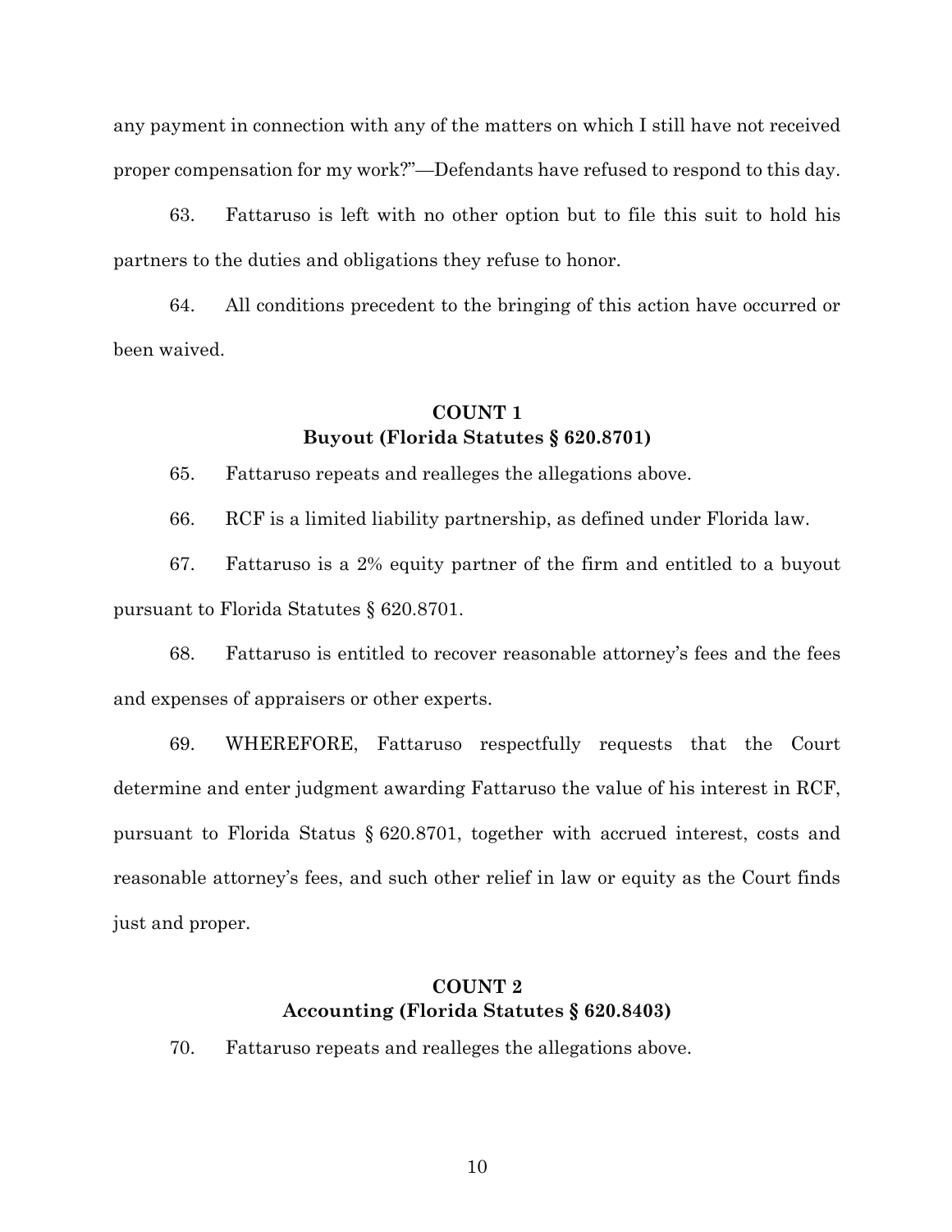any payment in connection with any of the matters on which I still have not received proper compensation for my work?"—Defendants have refused to respond to this day.

63. Fattaruso is left with no other option but to file this suit to hold his partners to the duties and obligations they refuse to honor.

64. All conditions precedent to the bringing of this action have occurred or been waived.

**COUNT 1**
**Buyout (Florida Statutes § 620.8701)**

65. Fattaruso repeats and realleges the allegations above.

66. RCF is a limited liability partnership, as defined under Florida law.

67. Fattaruso is a 2% equity partner of the firm and entitled to a buyout pursuant to Florida Statutes § 620.8701.

68. Fattaruso is entitled to recover reasonable attorney's fees and the fees and expenses of appraisers or other experts.

69. WHEREFORE, Fattaruso respectfully requests that the Court determine and enter judgment awarding Fattaruso the value of his interest in RCF, pursuant to Florida Status § 620.8701, together with accrued interest, costs and reasonable attorney's fees, and such other relief in law or equity as the Court finds just and proper.

**COUNT 2**
**Accounting (Florida Statutes § 620.8403)**

70. Fattaruso repeats and realleges the allegations above.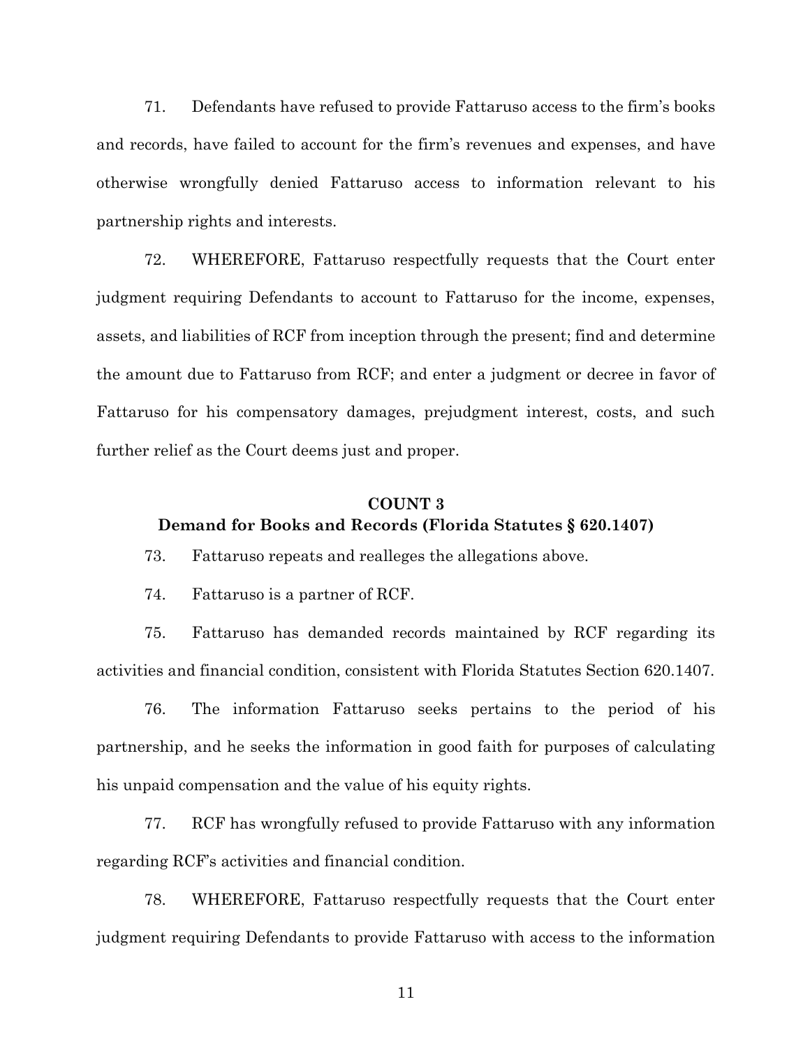71. Defendants have refused to provide Fattaruso access to the firm's books and records, have failed to account for the firm's revenues and expenses, and have otherwise wrongfully denied Fattaruso access to information relevant to his partnership rights and interests.

72. WHEREFORE, Fattaruso respectfully requests that the Court enter judgment requiring Defendants to account to Fattaruso for the income, expenses, assets, and liabilities of RCF from inception through the present; find and determine the amount due to Fattaruso from RCF; and enter a judgment or decree in favor of Fattaruso for his compensatory damages, prejudgment interest, costs, and such further relief as the Court deems just and proper.

**COUNT 3**
**Demand for Books and Records (Florida Statutes § 620.1407)**

73. Fattaruso repeats and realleges the allegations above.

74. Fattaruso is a partner of RCF.

75. Fattaruso has demanded records maintained by RCF regarding its activities and financial condition, consistent with Florida Statutes Section 620.1407.

76. The information Fattaruso seeks pertains to the period of his partnership, and he seeks the information in good faith for purposes of calculating his unpaid compensation and the value of his equity rights.

77. RCF has wrongfully refused to provide Fattaruso with any information regarding RCF's activities and financial condition.

78. WHEREFORE, Fattaruso respectfully requests that the Court enter judgment requiring Defendants to provide Fattaruso with access to the information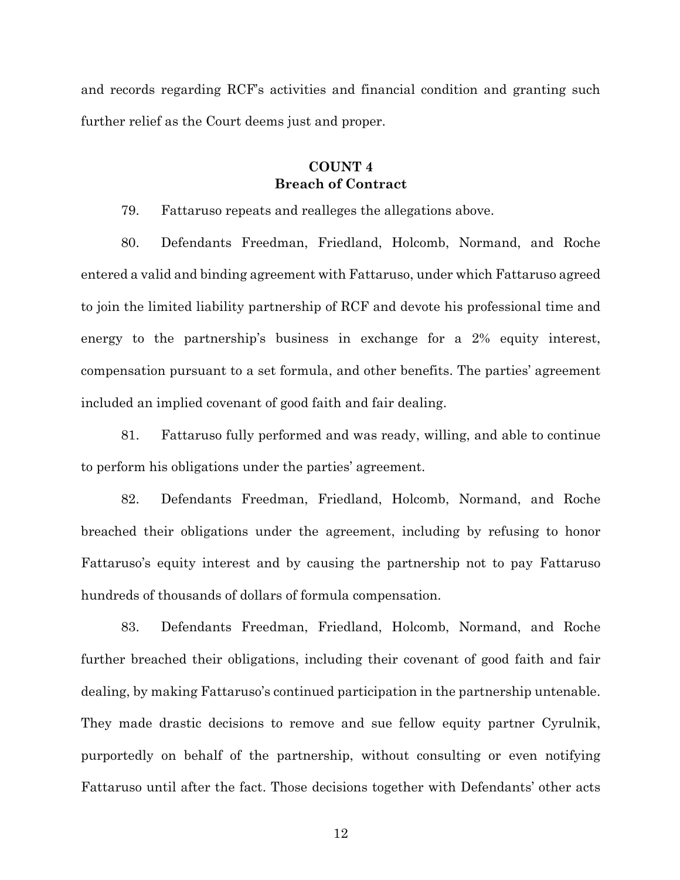and records regarding RCF's activities and financial condition and granting such further relief as the Court deems just and proper.

## COUNT 4
## Breach of Contract

79. Fattaruso repeats and realleges the allegations above.

80. Defendants Freedman, Friedland, Holcomb, Normand, and Roche entered a valid and binding agreement with Fattaruso, under which Fattaruso agreed to join the limited liability partnership of RCF and devote his professional time and energy to the partnership's business in exchange for a 2% equity interest, compensation pursuant to a set formula, and other benefits. The parties' agreement included an implied covenant of good faith and fair dealing.

81. Fattaruso fully performed and was ready, willing, and able to continue to perform his obligations under the parties' agreement.

82. Defendants Freedman, Friedland, Holcomb, Normand, and Roche breached their obligations under the agreement, including by refusing to honor Fattaruso's equity interest and by causing the partnership not to pay Fattaruso hundreds of thousands of dollars of formula compensation.

83. Defendants Freedman, Friedland, Holcomb, Normand, and Roche further breached their obligations, including their covenant of good faith and fair dealing, by making Fattaruso's continued participation in the partnership untenable. They made drastic decisions to remove and sue fellow equity partner Cyrulnik, purportedly on behalf of the partnership, without consulting or even notifying Fattaruso until after the fact. Those decisions together with Defendants' other acts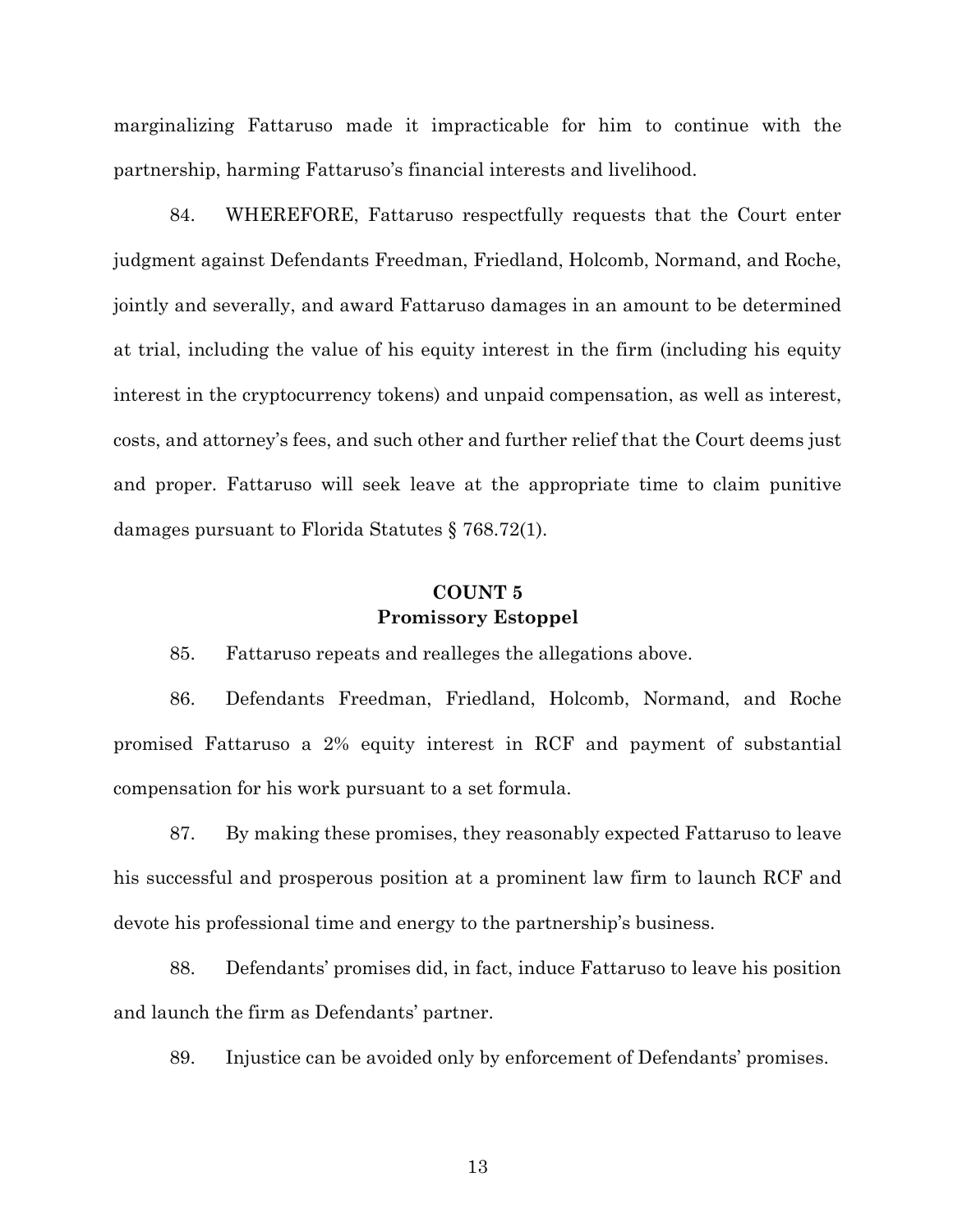marginalizing Fattaruso made it impracticable for him to continue with the partnership, harming Fattaruso's financial interests and livelihood.

84. WHEREFORE, Fattaruso respectfully requests that the Court enter judgment against Defendants Freedman, Friedland, Holcomb, Normand, and Roche, jointly and severally, and award Fattaruso damages in an amount to be determined at trial, including the value of his equity interest in the firm (including his equity interest in the cryptocurrency tokens) and unpaid compensation, as well as interest, costs, and attorney's fees, and such other and further relief that the Court deems just and proper. Fattaruso will seek leave at the appropriate time to claim punitive damages pursuant to Florida Statutes § 768.72(1).

## COUNT 5
## Promissory Estoppel

85. Fattaruso repeats and realleges the allegations above.

86. Defendants Freedman, Friedland, Holcomb, Normand, and Roche promised Fattaruso a 2% equity interest in RCF and payment of substantial compensation for his work pursuant to a set formula.

87. By making these promises, they reasonably expected Fattaruso to leave his successful and prosperous position at a prominent law firm to launch RCF and devote his professional time and energy to the partnership's business.

88. Defendants' promises did, in fact, induce Fattaruso to leave his position and launch the firm as Defendants' partner.

89. Injustice can be avoided only by enforcement of Defendants' promises.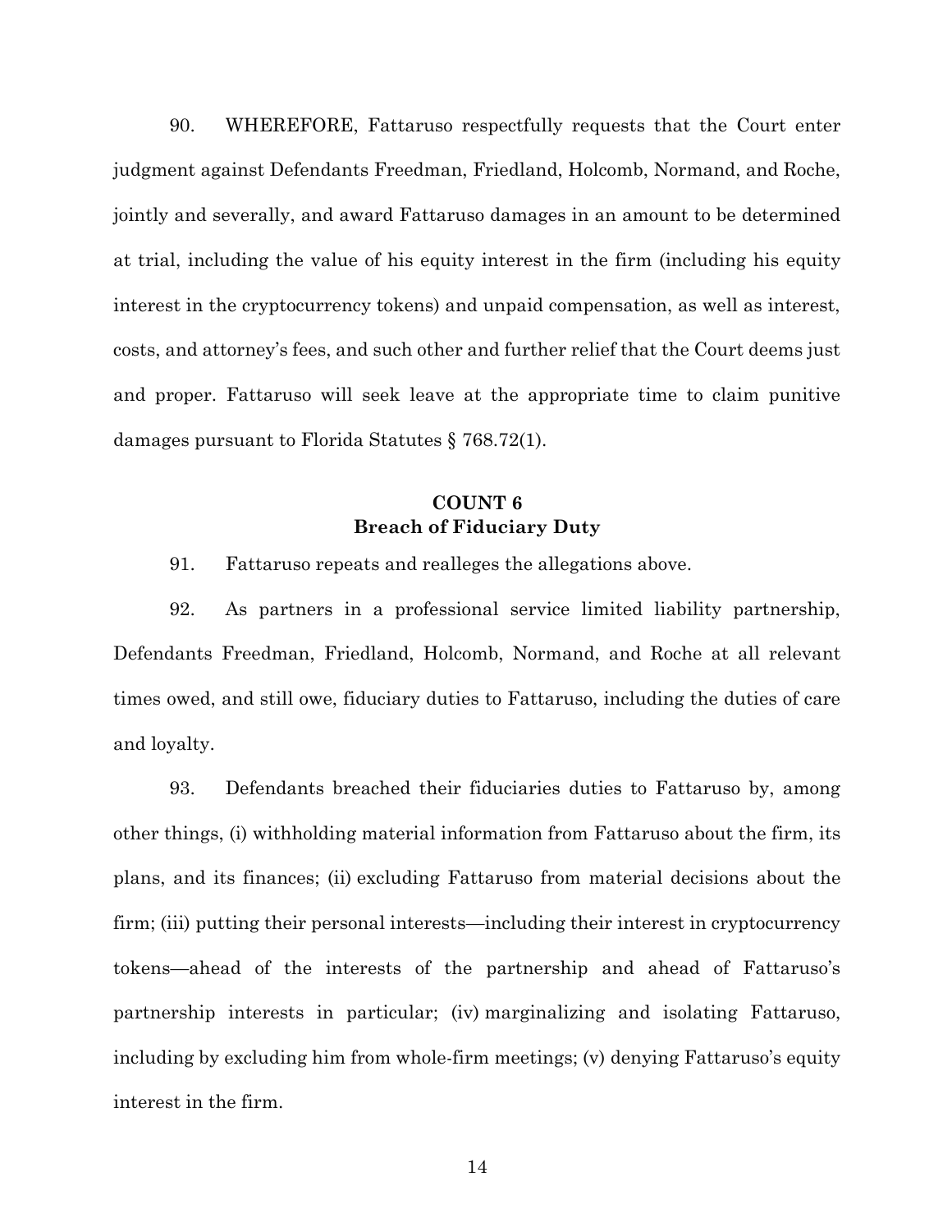90. WHEREFORE, Fattaruso respectfully requests that the Court enter judgment against Defendants Freedman, Friedland, Holcomb, Normand, and Roche, jointly and severally, and award Fattaruso damages in an amount to be determined at trial, including the value of his equity interest in the firm (including his equity interest in the cryptocurrency tokens) and unpaid compensation, as well as interest, costs, and attorney's fees, and such other and further relief that the Court deems just and proper. Fattaruso will seek leave at the appropriate time to claim punitive damages pursuant to Florida Statutes § 768.72(1).

## COUNT 6
## Breach of Fiduciary Duty

91. Fattaruso repeats and realleges the allegations above.

92. As partners in a professional service limited liability partnership, Defendants Freedman, Friedland, Holcomb, Normand, and Roche at all relevant times owed, and still owe, fiduciary duties to Fattaruso, including the duties of care and loyalty.

93. Defendants breached their fiduciaries duties to Fattaruso by, among other things, (i) withholding material information from Fattaruso about the firm, its plans, and its finances; (ii) excluding Fattaruso from material decisions about the firm; (iii) putting their personal interests—including their interest in cryptocurrency tokens—ahead of the interests of the partnership and ahead of Fattaruso's partnership interests in particular; (iv) marginalizing and isolating Fattaruso, including by excluding him from whole-firm meetings; (v) denying Fattaruso's equity interest in the firm.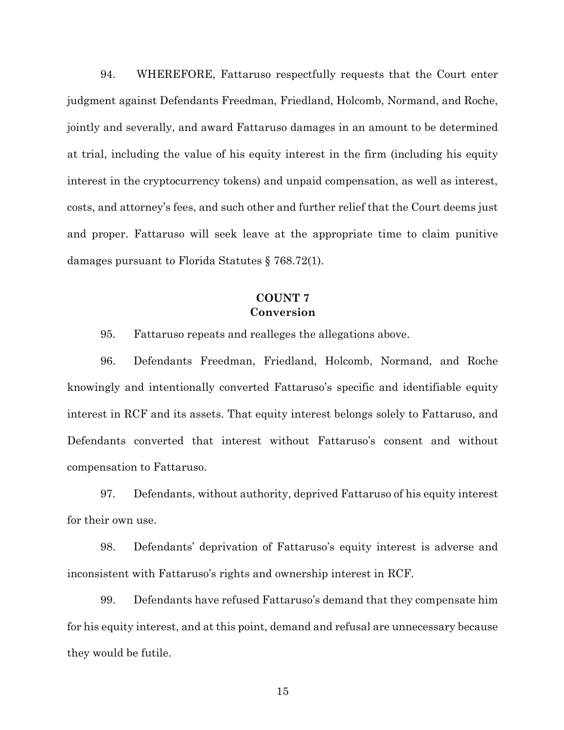94. WHEREFORE, Fattaruso respectfully requests that the Court enter judgment against Defendants Freedman, Friedland, Holcomb, Normand, and Roche, jointly and severally, and award Fattaruso damages in an amount to be determined at trial, including the value of his equity interest in the firm (including his equity interest in the cryptocurrency tokens) and unpaid compensation, as well as interest, costs, and attorney's fees, and such other and further relief that the Court deems just and proper. Fattaruso will seek leave at the appropriate time to claim punitive damages pursuant to Florida Statutes § 768.72(1).

**COUNT 7**
**Conversion**

95. Fattaruso repeats and realleges the allegations above.

96. Defendants Freedman, Friedland, Holcomb, Normand, and Roche knowingly and intentionally converted Fattaruso's specific and identifiable equity interest in RCF and its assets. That equity interest belongs solely to Fattaruso, and Defendants converted that interest without Fattaruso's consent and without compensation to Fattaruso.

97. Defendants, without authority, deprived Fattaruso of his equity interest for their own use.

98. Defendants' deprivation of Fattaruso's equity interest is adverse and inconsistent with Fattaruso's rights and ownership interest in RCF.

99. Defendants have refused Fattaruso's demand that they compensate him for his equity interest, and at this point, demand and refusal are unnecessary because they would be futile.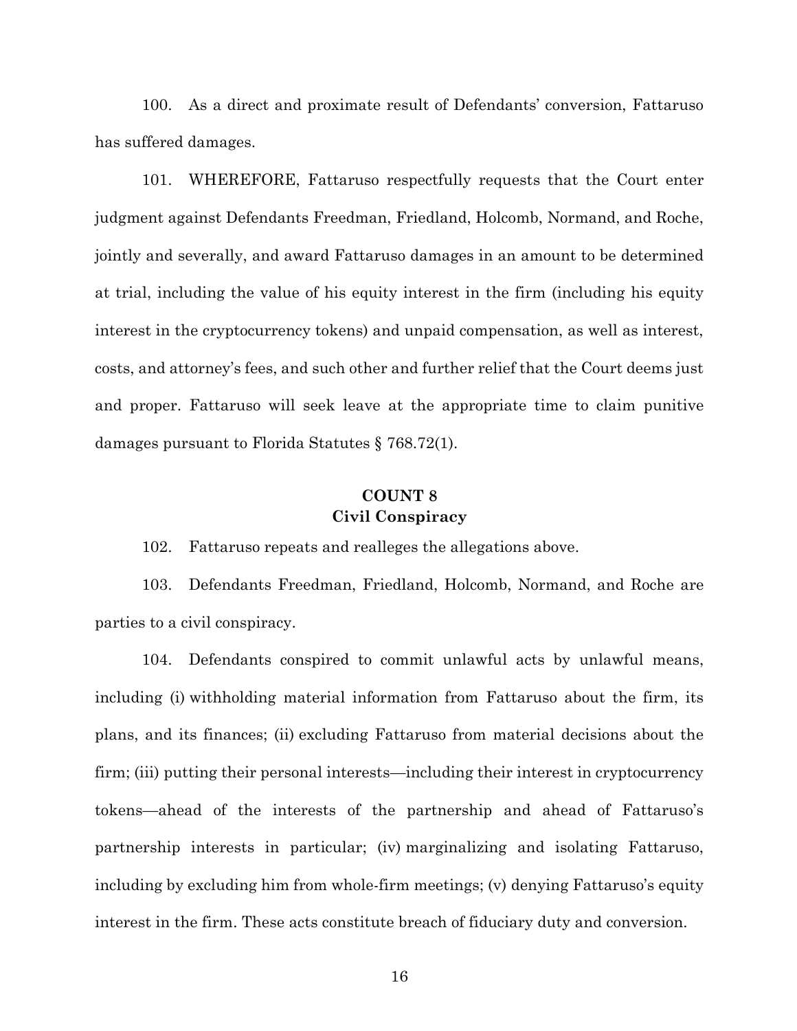100. As a direct and proximate result of Defendants' conversion, Fattaruso has suffered damages.

101. WHEREFORE, Fattaruso respectfully requests that the Court enter judgment against Defendants Freedman, Friedland, Holcomb, Normand, and Roche, jointly and severally, and award Fattaruso damages in an amount to be determined at trial, including the value of his equity interest in the firm (including his equity interest in the cryptocurrency tokens) and unpaid compensation, as well as interest, costs, and attorney's fees, and such other and further relief that the Court deems just and proper. Fattaruso will seek leave at the appropriate time to claim punitive damages pursuant to Florida Statutes § 768.72(1).

**COUNT 8**
**Civil Conspiracy**

102. Fattaruso repeats and realleges the allegations above.

103. Defendants Freedman, Friedland, Holcomb, Normand, and Roche are parties to a civil conspiracy.

104. Defendants conspired to commit unlawful acts by unlawful means, including (i) withholding material information from Fattaruso about the firm, its plans, and its finances; (ii) excluding Fattaruso from material decisions about the firm; (iii) putting their personal interests—including their interest in cryptocurrency tokens—ahead of the interests of the partnership and ahead of Fattaruso's partnership interests in particular; (iv) marginalizing and isolating Fattaruso, including by excluding him from whole-firm meetings; (v) denying Fattaruso's equity interest in the firm. These acts constitute breach of fiduciary duty and conversion.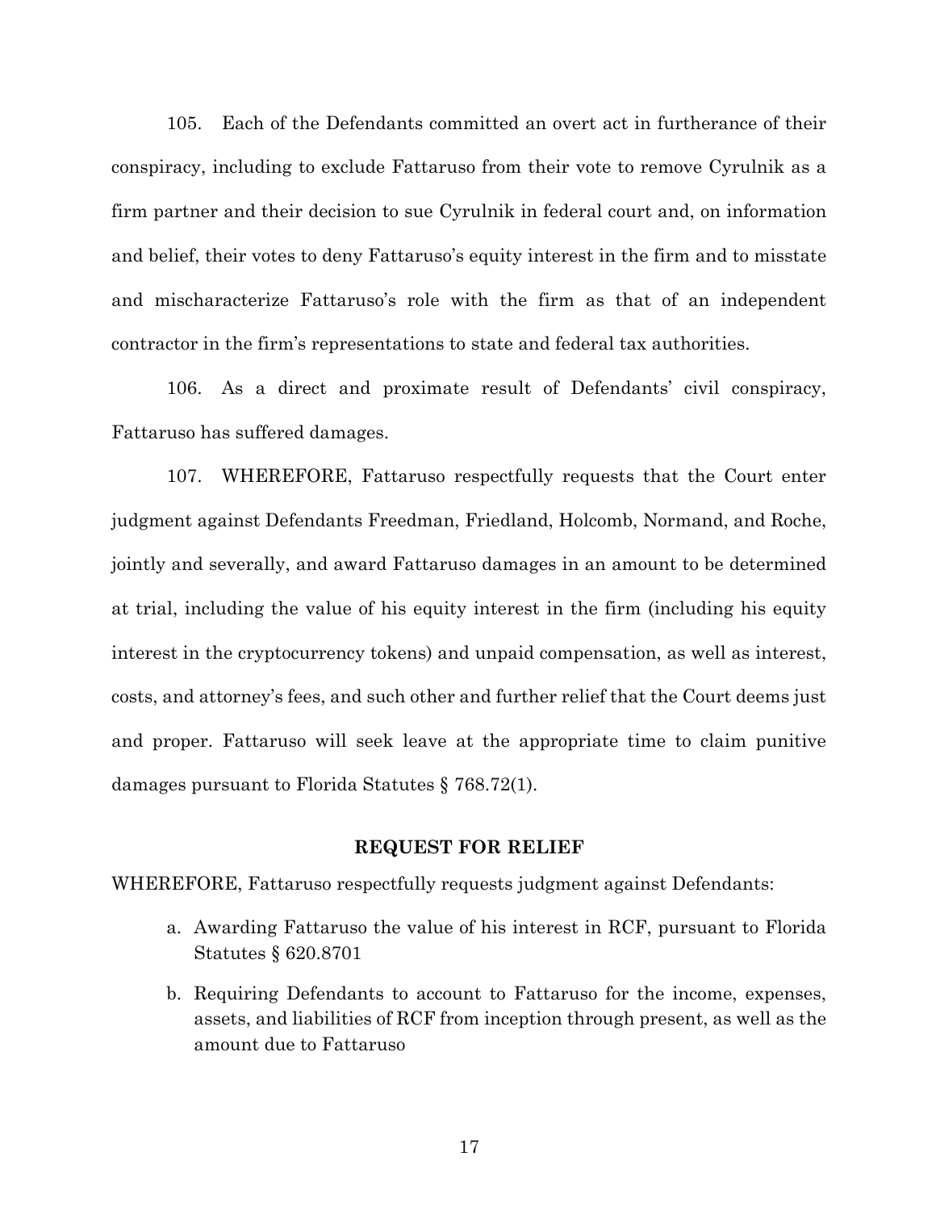105. Each of the Defendants committed an overt act in furtherance of their conspiracy, including to exclude Fattaruso from their vote to remove Cyrulnik as a firm partner and their decision to sue Cyrulnik in federal court and, on information and belief, their votes to deny Fattaruso's equity interest in the firm and to misstate and mischaracterize Fattaruso's role with the firm as that of an independent contractor in the firm's representations to state and federal tax authorities.

106. As a direct and proximate result of Defendants' civil conspiracy, Fattaruso has suffered damages.

107. WHEREFORE, Fattaruso respectfully requests that the Court enter judgment against Defendants Freedman, Friedland, Holcomb, Normand, and Roche, jointly and severally, and award Fattaruso damages in an amount to be determined at trial, including the value of his equity interest in the firm (including his equity interest in the cryptocurrency tokens) and unpaid compensation, as well as interest, costs, and attorney's fees, and such other and further relief that the Court deems just and proper. Fattaruso will seek leave at the appropriate time to claim punitive damages pursuant to Florida Statutes § 768.72(1).

**REQUEST FOR RELIEF**

WHEREFORE, Fattaruso respectfully requests judgment against Defendants:

a. Awarding Fattaruso the value of his interest in RCF, pursuant to Florida Statutes § 620.8701

b. Requiring Defendants to account to Fattaruso for the income, expenses, assets, and liabilities of RCF from inception through present, as well as the amount due to Fattaruso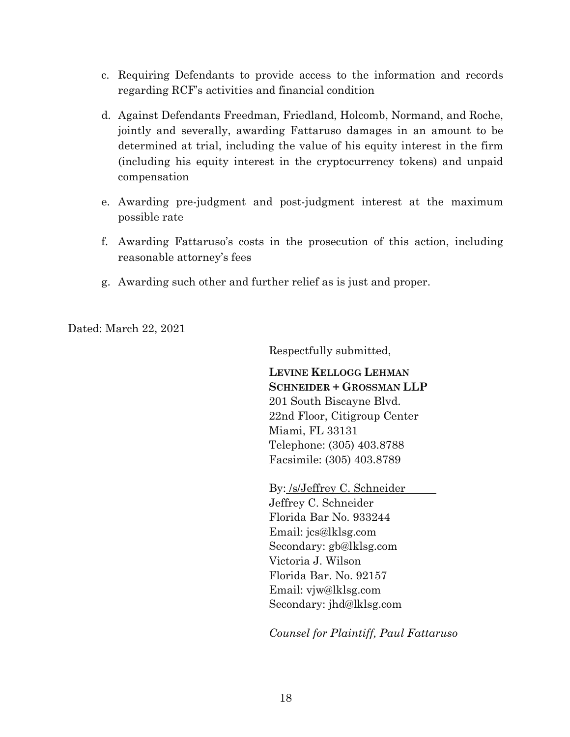c. Requiring Defendants to provide access to the information and records regarding RCF's activities and financial condition

d. Against Defendants Freedman, Friedland, Holcomb, Normand, and Roche, jointly and severally, awarding Fattaruso damages in an amount to be determined at trial, including the value of his equity interest in the firm (including his equity interest in the cryptocurrency tokens) and unpaid compensation

e. Awarding pre-judgment and post-judgment interest at the maximum possible rate

f. Awarding Fattaruso's costs in the prosecution of this action, including reasonable attorney's fees

g. Awarding such other and further relief as is just and proper.

Dated: March 22, 2021

Respectfully submitted,

**LEVINE KELLOGG LEHMAN SCHNEIDER + GROSSMAN LLP**
201 South Biscayne Blvd.
22nd Floor, Citigroup Center
Miami, FL 33131
Telephone: (305) 403.8788
Facsimile: (305) 403.8789

By: /s/Jeffrey C. Schneider
Jeffrey C. Schneider
Florida Bar No. 933244
Email: jcs@lklsg.com
Secondary: gb@lklsg.com
Victoria J. Wilson
Florida Bar. No. 92157
Email: vjw@lklsg.com
Secondary: jhd@lklsg.com

*Counsel for Plaintiff, Paul Fattaruso*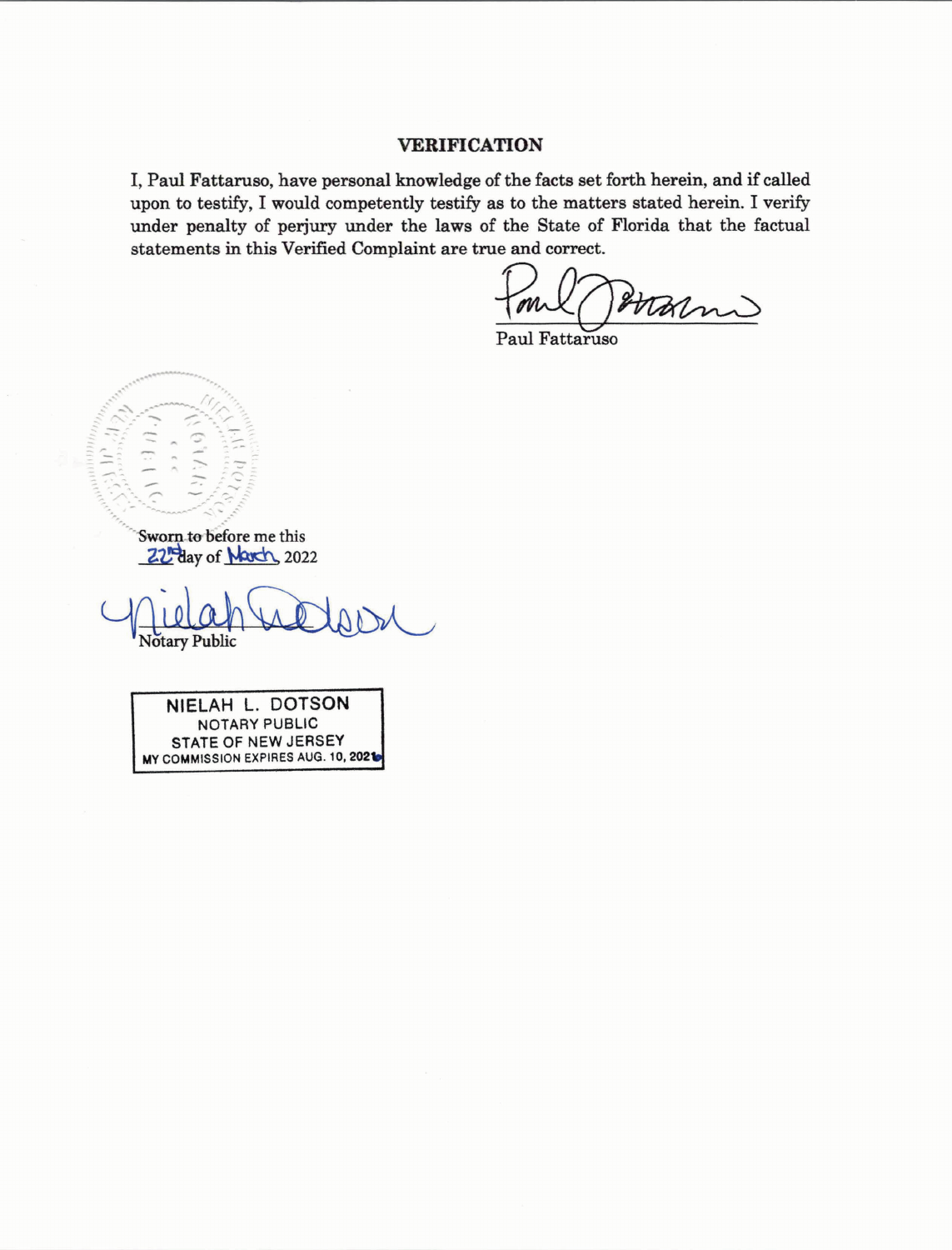## VERIFICATION

I, Paul Fattaruso, have personal knowledge of the facts set forth herein, and if called upon to testify, I would competently testify as to the matters stated herein. I verify under penalty of perjury under the laws of the State of Florida that the factual statements in this Verified Complaint are true and correct.

Paul Fattaruso

Sworn to before me this
22nd day of March, 2022

Notary Public

NIELAH L. DOTSON
NOTARY PUBLIC
STATE OF NEW JERSEY
MY COMMISSION EXPIRES AUG. 10, 2026